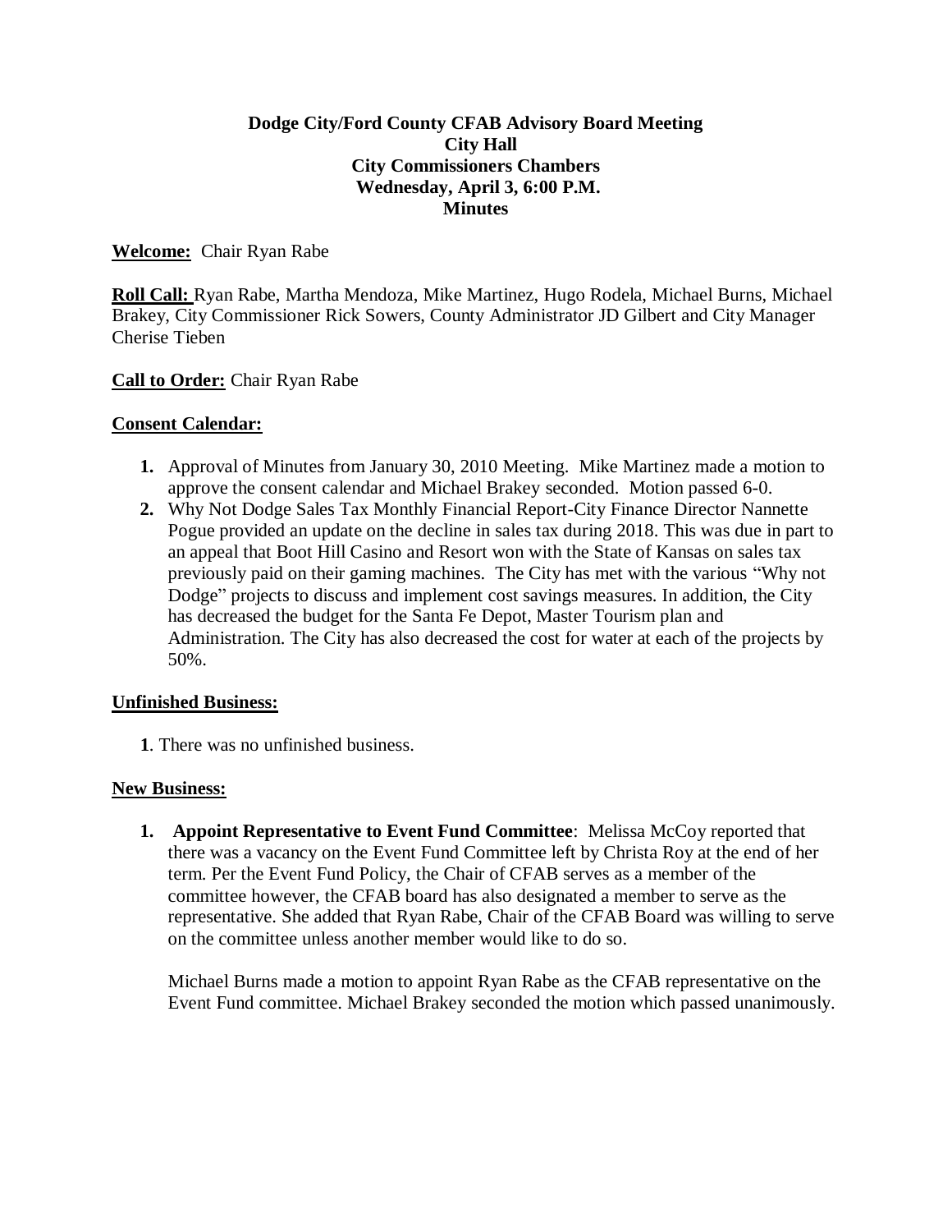**Dodge City/Ford County CFAB Advisory Board Meeting**
**City Hall**
**City Commissioners Chambers**
**Wednesday, April 3, 6:00 P.M.**
**Minutes**

**Welcome:** Chair Ryan Rabe

**Roll Call:** Ryan Rabe, Martha Mendoza, Mike Martinez, Hugo Rodela, Michael Burns, Michael Brakey, City Commissioner Rick Sowers, County Administrator JD Gilbert and City Manager Cherise Tieben

**Call to Order:** Chair Ryan Rabe

**Consent Calendar:**

1. Approval of Minutes from January 30, 2010 Meeting. Mike Martinez made a motion to approve the consent calendar and Michael Brakey seconded. Motion passed 6-0.
2. Why Not Dodge Sales Tax Monthly Financial Report-City Finance Director Nannette Pogue provided an update on the decline in sales tax during 2018. This was due in part to an appeal that Boot Hill Casino and Resort won with the State of Kansas on sales tax previously paid on their gaming machines. The City has met with the various "Why not Dodge" projects to discuss and implement cost savings measures. In addition, the City has decreased the budget for the Santa Fe Depot, Master Tourism plan and Administration. The City has also decreased the cost for water at each of the projects by 50%.

**Unfinished Business:**

**1**. There was no unfinished business.

**New Business:**

1. **Appoint Representative to Event Fund Committee**: Melissa McCoy reported that there was a vacancy on the Event Fund Committee left by Christa Roy at the end of her term. Per the Event Fund Policy, the Chair of CFAB serves as a member of the committee however, the CFAB board has also designated a member to serve as the representative. She added that Ryan Rabe, Chair of the CFAB Board was willing to serve on the committee unless another member would like to do so.

   Michael Burns made a motion to appoint Ryan Rabe as the CFAB representative on the Event Fund committee. Michael Brakey seconded the motion which passed unanimously.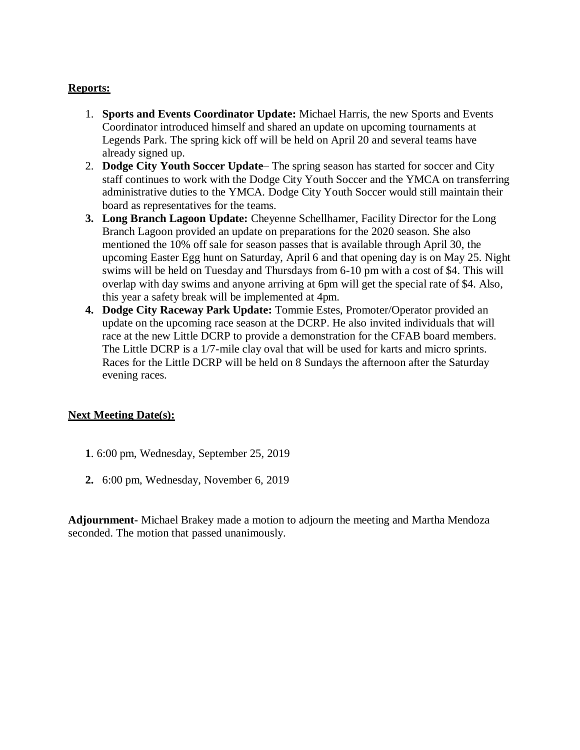**Reports:**

1. **Sports and Events Coordinator Update:** Michael Harris, the new Sports and Events Coordinator introduced himself and shared an update on upcoming tournaments at Legends Park. The spring kick off will be held on April 20 and several teams have already signed up.
2. **Dodge City Youth Soccer Update**– The spring season has started for soccer and City staff continues to work with the Dodge City Youth Soccer and the YMCA on transferring administrative duties to the YMCA. Dodge City Youth Soccer would still maintain their board as representatives for the teams.
3. **Long Branch Lagoon Update:** Cheyenne Schellhamer, Facility Director for the Long Branch Lagoon provided an update on preparations for the 2020 season. She also mentioned the 10% off sale for season passes that is available through April 30, the upcoming Easter Egg hunt on Saturday, April 6 and that opening day is on May 25. Night swims will be held on Tuesday and Thursdays from 6-10 pm with a cost of $4. This will overlap with day swims and anyone arriving at 6pm will get the special rate of $4. Also, this year a safety break will be implemented at 4pm.
4. **Dodge City Raceway Park Update:** Tommie Estes, Promoter/Operator provided an update on the upcoming race season at the DCRP. He also invited individuals that will race at the new Little DCRP to provide a demonstration for the CFAB board members. The Little DCRP is a 1/7-mile clay oval that will be used for karts and micro sprints. Races for the Little DCRP will be held on 8 Sundays the afternoon after the Saturday evening races.

**Next Meeting Date(s):**

**1**. 6:00 pm, Wednesday, September 25, 2019

**2.** 6:00 pm, Wednesday, November 6, 2019

**Adjournment-** Michael Brakey made a motion to adjourn the meeting and Martha Mendoza seconded. The motion that passed unanimously.